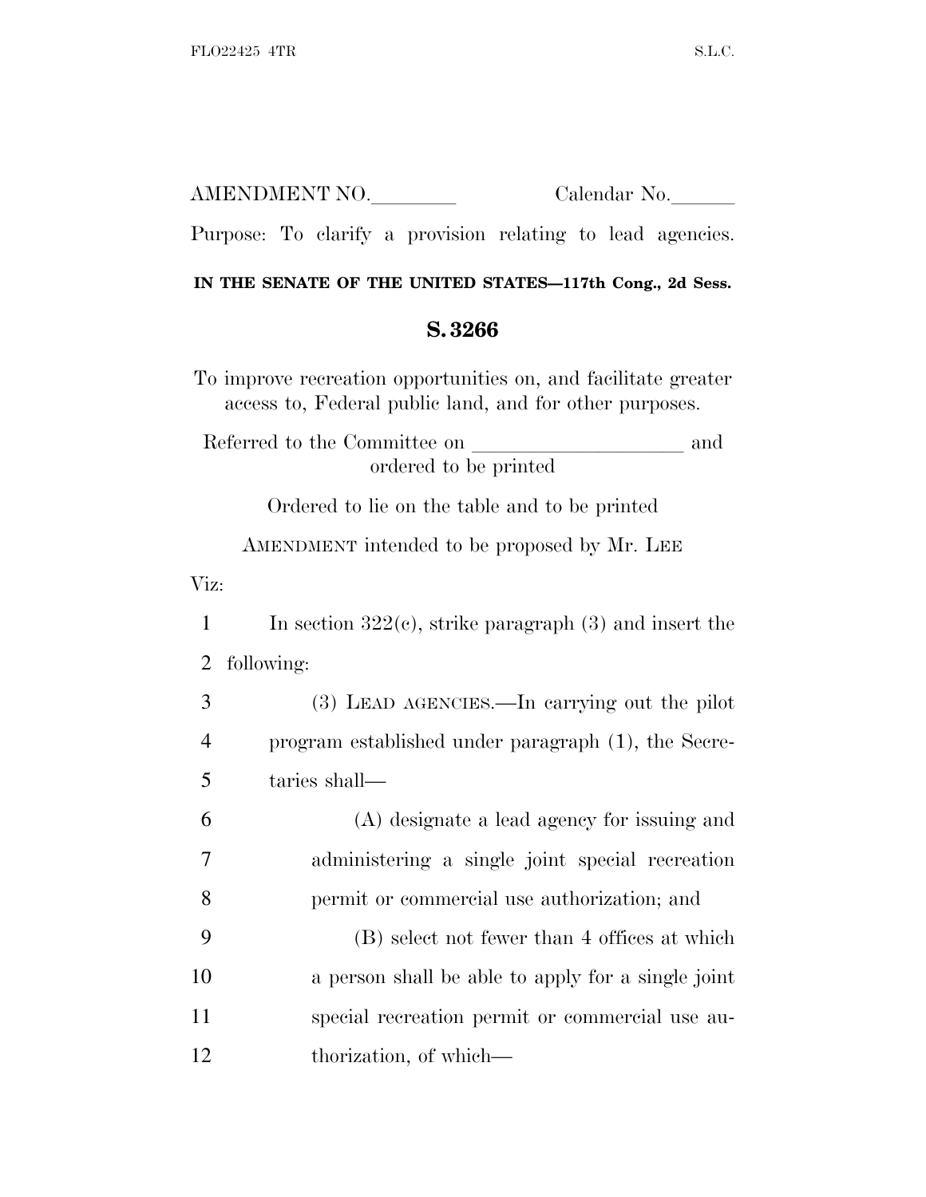AMENDMENT NO.________ Calendar No.______

Purpose: To clarify a provision relating to lead agencies.

**IN THE SENATE OF THE UNITED STATES—117th Cong., 2d Sess.**

## S. 3266

To improve recreation opportunities on, and facilitate greater access to, Federal public land, and for other purposes.

Referred to the Committee on ____________________ and ordered to be printed

Ordered to lie on the table and to be printed

AMENDMENT intended to be proposed by Mr. LEE

Viz:

1 In section 322(c), strike paragraph (3) and insert the
2 following:

3 (3) LEAD AGENCIES.—In carrying out the pilot
4 program established under paragraph (1), the Secre-
5 taries shall—

6 (A) designate a lead agency for issuing and
7 administering a single joint special recreation
8 permit or commercial use authorization; and

9 (B) select not fewer than 4 offices at which
10 a person shall be able to apply for a single joint
11 special recreation permit or commercial use au-
12 thorization, of which—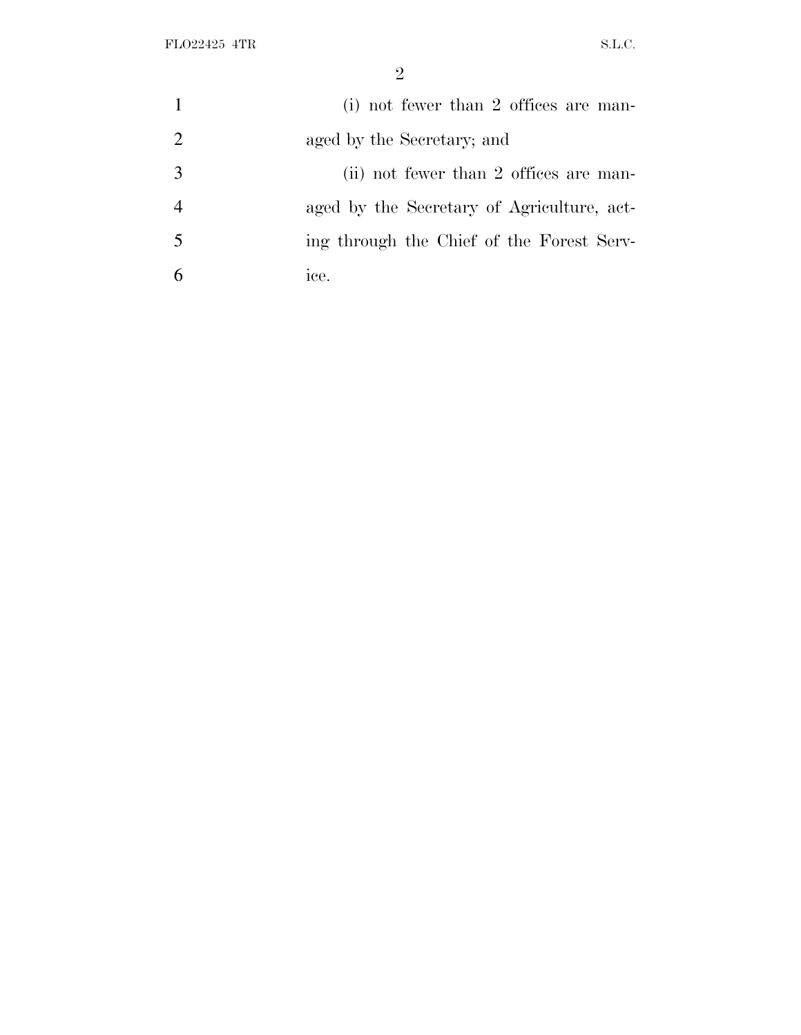(i) not fewer than 2 offices are managed by the Secretary; and

(ii) not fewer than 2 offices are managed by the Secretary of Agriculture, acting through the Chief of the Forest Service.